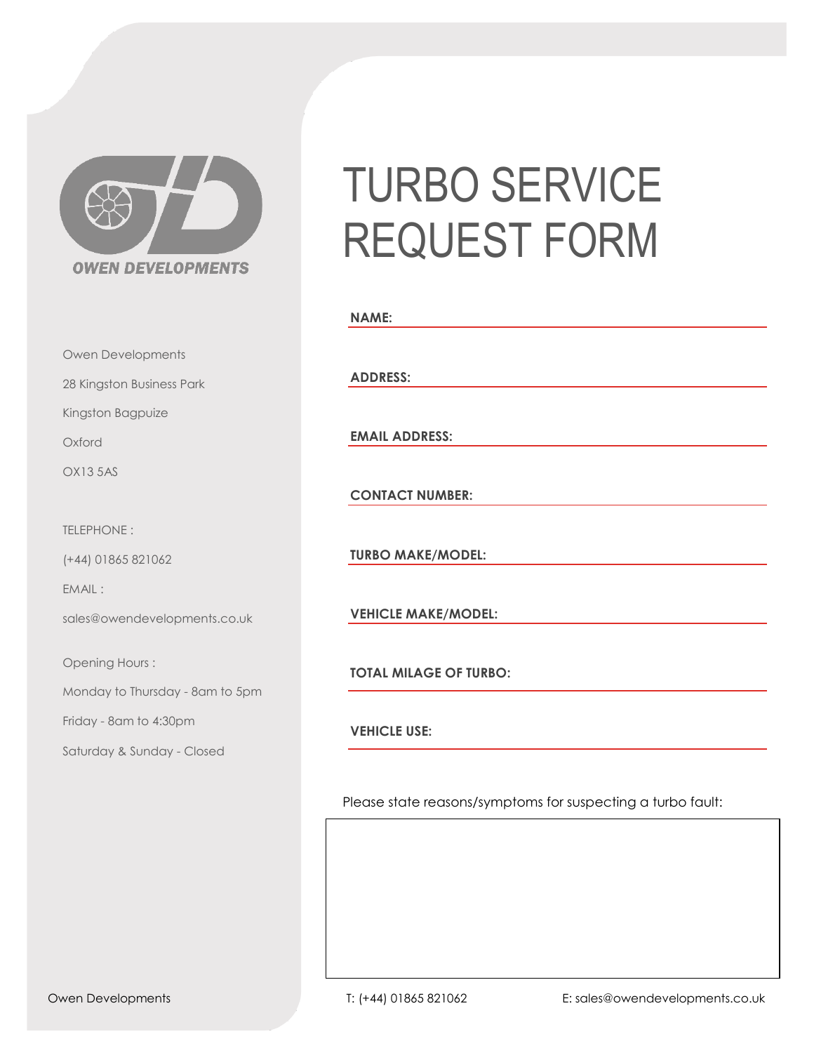OWEN DEVELOPMENTS

Owen Developments

28 Kingston Business Park

Kingston Bagpuize

Oxford

OX13 5AS

TELEPHONE :

(+44) 01865 821062

EMAIL :

sales@owendevelopments.co.uk

Opening Hours :

Monday to Thursday - 8am to 5pm

Friday - 8am to 4:30pm

Saturday & Sunday - Closed

# TURBO SERVICE REQUEST FORM

**NAME:**

**ADDRESS:**

**EMAIL ADDRESS:**

**CONTACT NUMBER:**

**TURBO MAKE/MODEL:**

**VEHICLE MAKE/MODEL:**

**TOTAL MILAGE OF TURBO:**

**VEHICLE USE:**

Please state reasons/symptoms for suspecting a turbo fault:

Owen Developments T: (+44) 01865 821062 E: sales@owendevelopments.co.uk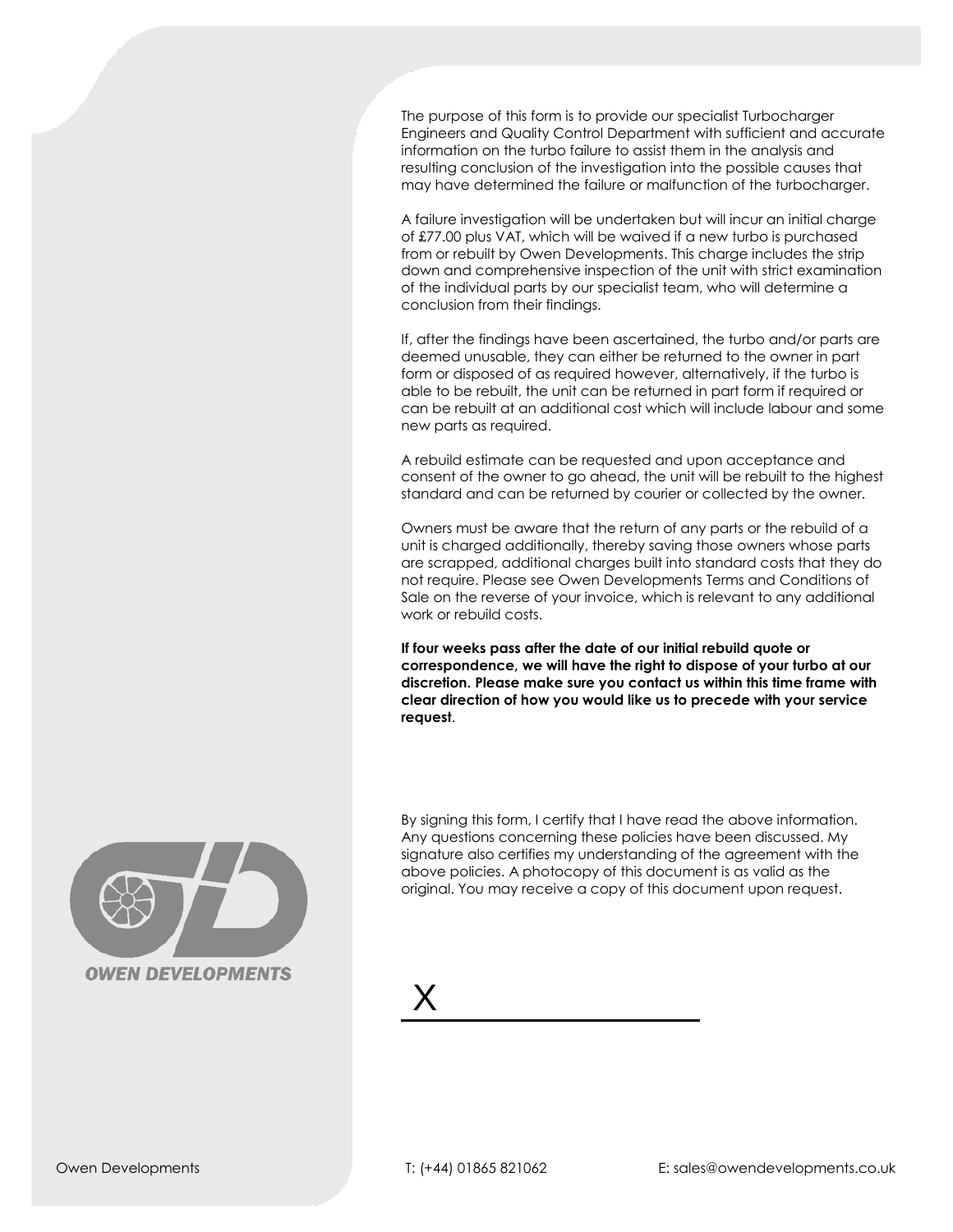The purpose of this form is to provide our specialist Turbocharger Engineers and Quality Control Department with sufficient and accurate information on the turbo failure to assist them in the analysis and resulting conclusion of the investigation into the possible causes that may have determined the failure or malfunction of the turbocharger.

A failure investigation will be undertaken but will incur an initial charge of £77.00 plus VAT, which will be waived if a new turbo is purchased from or rebuilt by Owen Developments. This charge includes the strip down and comprehensive inspection of the unit with strict examination of the individual parts by our specialist team, who will determine a conclusion from their findings.

If, after the findings have been ascertained, the turbo and/or parts are deemed unusable, they can either be returned to the owner in part form or disposed of as required however, alternatively, if the turbo is able to be rebuilt, the unit can be returned in part form if required or can be rebuilt at an additional cost which will include labour and some new parts as required.

A rebuild estimate can be requested and upon acceptance and consent of the owner to go ahead, the unit will be rebuilt to the highest standard and can be returned by courier or collected by the owner.

Owners must be aware that the return of any parts or the rebuild of a unit is charged additionally, thereby saving those owners whose parts are scrapped, additional charges built into standard costs that they do not require. Please see Owen Developments Terms and Conditions of Sale on the reverse of your invoice, which is relevant to any additional work or rebuild costs.

**If four weeks pass after the date of our initial rebuild quote or correspondence, we will have the right to dispose of your turbo at our discretion. Please make sure you contact us within this time frame with clear direction of how you would like us to precede with your service request**.

By signing this form, I certify that I have read the above information. Any questions concerning these policies have been discussed. My signature also certifies my understanding of the agreement with the above policies. A photocopy of this document is as valid as the original. You may receive a copy of this document upon request.

OWEN DEVELOPMENTS

X \_\_\_\_\_\_\_\_\_\_\_\_\_\_\_\_\_\_\_\_\_\_\_\_

Owen Developments T: (+44) 01865 821062 E: sales@owendevelopments.co.uk